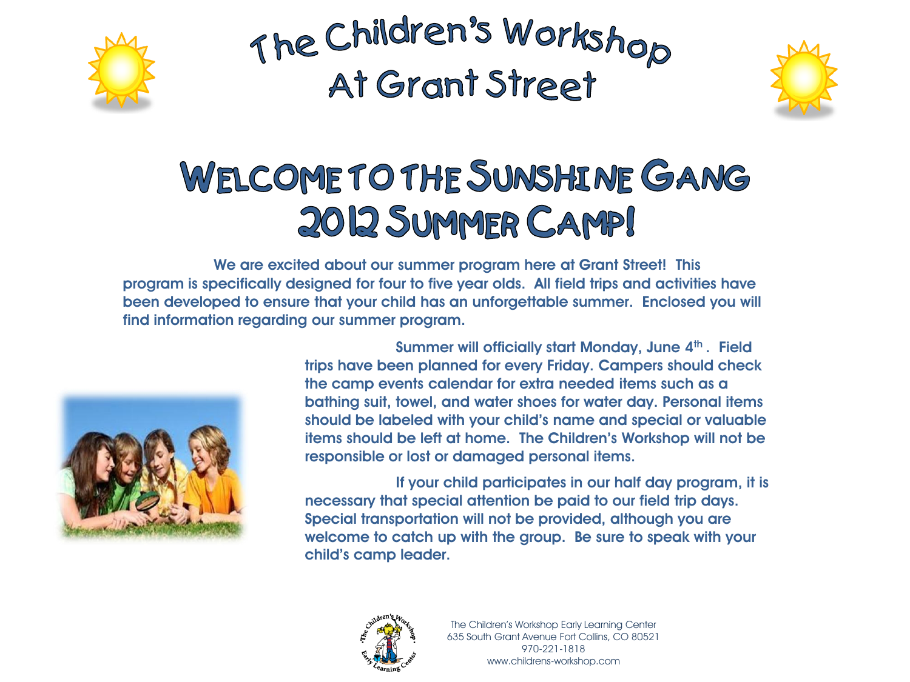# The Children's Workshop At Grant Street

## Welcome to the Sunshine Gang 2012 Summer Camp!

We are excited about our summer program here at Grant Street! This program is specifically designed for four to five year olds. All field trips and activities have been developed to ensure that your child has an unforgettable summer. Enclosed you will find information regarding our summer program.

Summer will officially start Monday, June 4th. Field trips have been planned for every Friday. Campers should check the camp events calendar for extra needed items such as a bathing suit, towel, and water shoes for water day. Personal items should be labeled with your child's name and special or valuable items should be left at home. The Children's Workshop will not be responsible or lost or damaged personal items.

If your child participates in our half day program, it is necessary that special attention be paid to our field trip days. Special transportation will not be provided, although you are welcome to catch up with the group. Be sure to speak with your child's camp leader.

The Children's Workshop Early Learning Center
635 South Grant Avenue Fort Collins, CO 80521
970-221-1818
www.childrens-workshop.com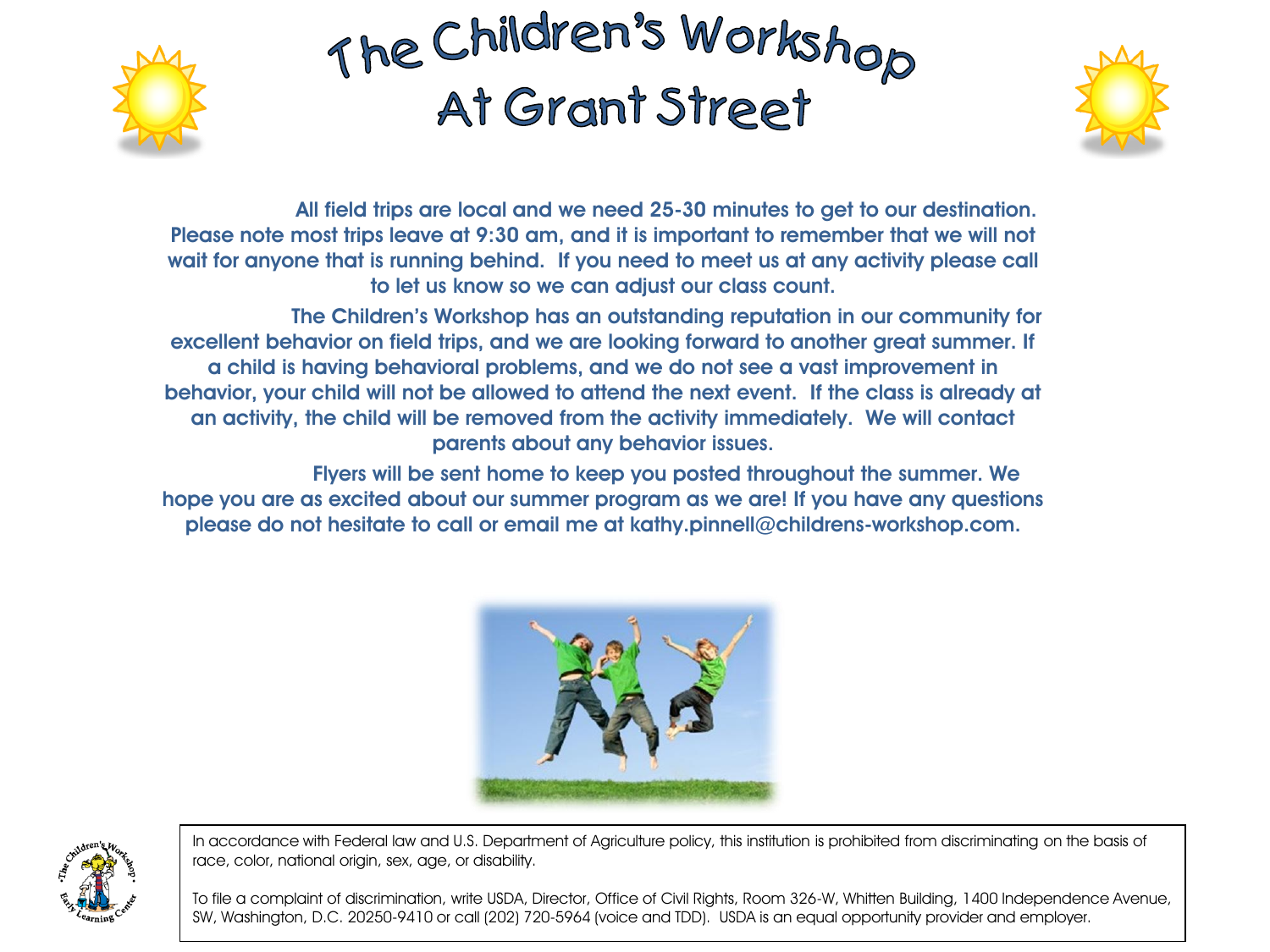# The Children's Workshop At Grant Street

All field trips are local and we need 25-30 minutes to get to our destination. Please note most trips leave at 9:30 am, and it is important to remember that we will not wait for anyone that is running behind. If you need to meet us at any activity please call to let us know so we can adjust our class count.

The Children's Workshop has an outstanding reputation in our community for excellent behavior on field trips, and we are looking forward to another great summer. If a child is having behavioral problems, and we do not see a vast improvement in behavior, your child will not be allowed to attend the next event. If the class is already at an activity, the child will be removed from the activity immediately. We will contact parents about any behavior issues.

Flyers will be sent home to keep you posted throughout the summer. We hope you are as excited about our summer program as we are! If you have any questions please do not hesitate to call or email me at kathy.pinnell@childrens-workshop.com.

In accordance with Federal law and U.S. Department of Agriculture policy, this institution is prohibited from discriminating on the basis of race, color, national origin, sex, age, or disability.

To file a complaint of discrimination, write USDA, Director, Office of Civil Rights, Room 326-W, Whitten Building, 1400 Independence Avenue, SW, Washington, D.C. 20250-9410 or call (202) 720-5964 (voice and TDD). USDA is an equal opportunity provider and employer.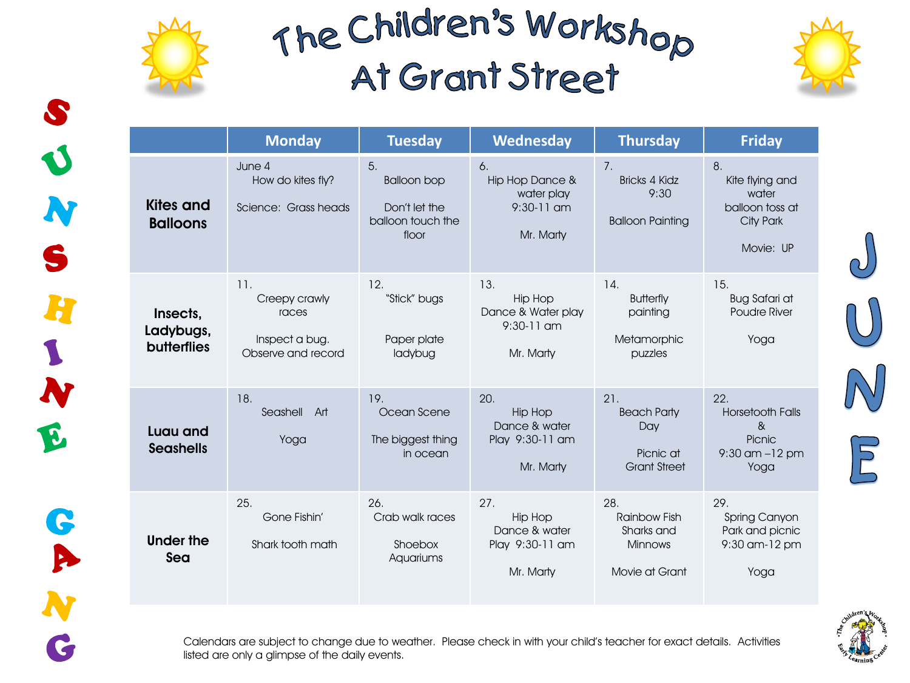# The Children's Workshop At Grant Street

SUNSHINE GANG

JUNE

| | Monday | Tuesday | Wednesday | Thursday | Friday |
|---|---|---|---|---|---|
| **Kites and Balloons** | June 4 How do kites fly? Science: Grass heads | 5. Balloon bop Don't let the balloon touch the floor | 6. Hip Hop Dance & water play 9:30-11 am Mr. Marty | 7. Bricks 4 Kidz 9:30 Balloon Painting | 8. Kite flying and water balloon toss at City Park Movie: UP |
| **Insects, Ladybugs, butterflies** | 11. Creepy crawly races Inspect a bug. Observe and record | 12. "Stick" bugs Paper plate ladybug | 13. Hip Hop Dance & Water play 9:30-11 am Mr. Marty | 14. Butterfly painting Metamorphic puzzles | 15. Bug Safari at Poudre River Yoga |
| **Luau and Seashells** | 18. Seashell Art Yoga | 19. Ocean Scene The biggest thing in ocean | 20. Hip Hop Dance & water Play 9:30-11 am Mr. Marty | 21. Beach Party Day Picnic at Grant Street | 22. Horsetooth Falls & Picnic 9:30 am –12 pm Yoga |
| **Under the Sea** | 25. Gone Fishin' Shark tooth math | 26. Crab walk races Shoebox Aquariums | 27. Hip Hop Dance & water Play 9:30-11 am Mr. Marty | 28. Rainbow Fish Sharks and Minnows Movie at Grant | 29. Spring Canyon Park and picnic 9:30 am-12 pm Yoga |

Calendars are subject to change due to weather. Please check in with your child's teacher for exact details. Activities listed are only a glimpse of the daily events.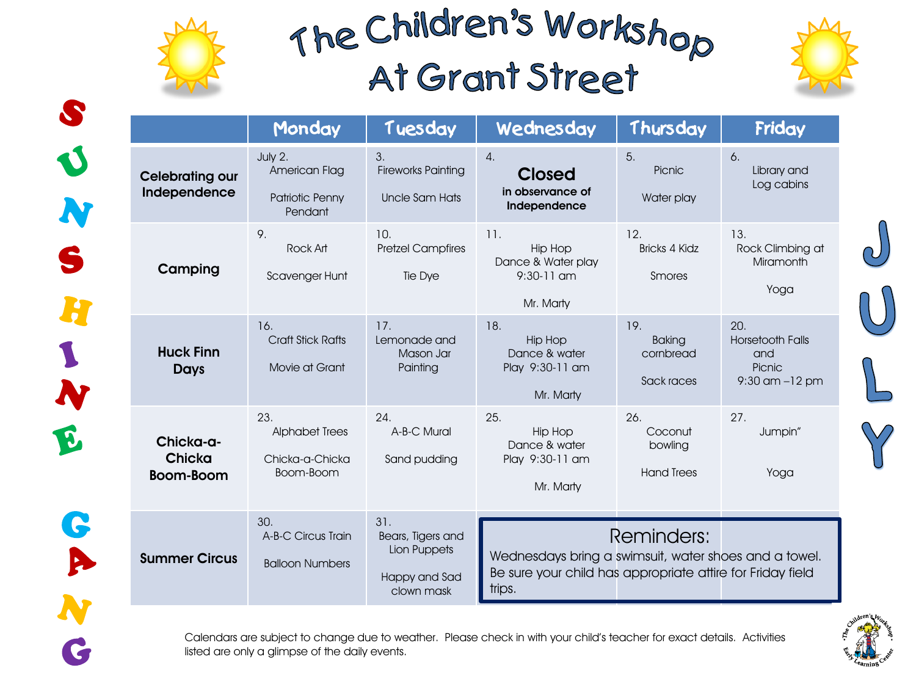# The Children's Workshop At Grant Street

SUNSHINE GANG

JULY

| | Monday | Tuesday | Wednesday | Thursday | Friday |
|---|---|---|---|---|---|
| **Celebrating our Independence** | July 2. American Flag<br><br>Patriotic Penny Pendant | 3. Fireworks Painting<br><br>Uncle Sam Hats | 4. **Closed** **in observance of Independence** | 5. Picnic<br><br>Water play | 6. Library and Log cabins |
| **Camping** | 9. Rock Art<br><br>Scavenger Hunt | 10. Pretzel Campfires<br><br>Tie Dye | 11. Hip Hop Dance & Water play 9:30-11 am<br><br>Mr. Marty | 12. Bricks 4 Kidz<br><br>Smores | 13. Rock Climbing at Miramonth<br><br>Yoga |
| **Huck Finn Days** | 16. Craft Stick Rafts<br><br>Movie at Grant | 17. Lemonade and Mason Jar Painting | 18. Hip Hop Dance & water Play 9:30-11 am<br><br>Mr. Marty | 19. Baking cornbread<br><br>Sack races | 20. Horsetooth Falls and Picnic 9:30 am –12 pm |
| **Chicka-a-Chicka Boom-Boom** | 23. Alphabet Trees<br><br>Chicka-a-Chicka Boom-Boom | 24. A-B-C Mural<br><br>Sand pudding | 25. Hip Hop Dance & water Play 9:30-11 am<br><br>Mr. Marty | 26. Coconut bowling<br><br>Hand Trees | 27. Jumpin"<br><br>Yoga |
| **Summer Circus** | 30. A-B-C Circus Train<br><br>Balloon Numbers | 31. Bears, Tigers and Lion Puppets<br><br>Happy and Sad clown mask | | | |

**Reminders:**
Wednesdays bring a swimsuit, water shoes and a towel.
Be sure your child has appropriate attire for Friday field trips.

Calendars are subject to change due to weather. Please check in with your child's teacher for exact details. Activities listed are only a glimpse of the daily events.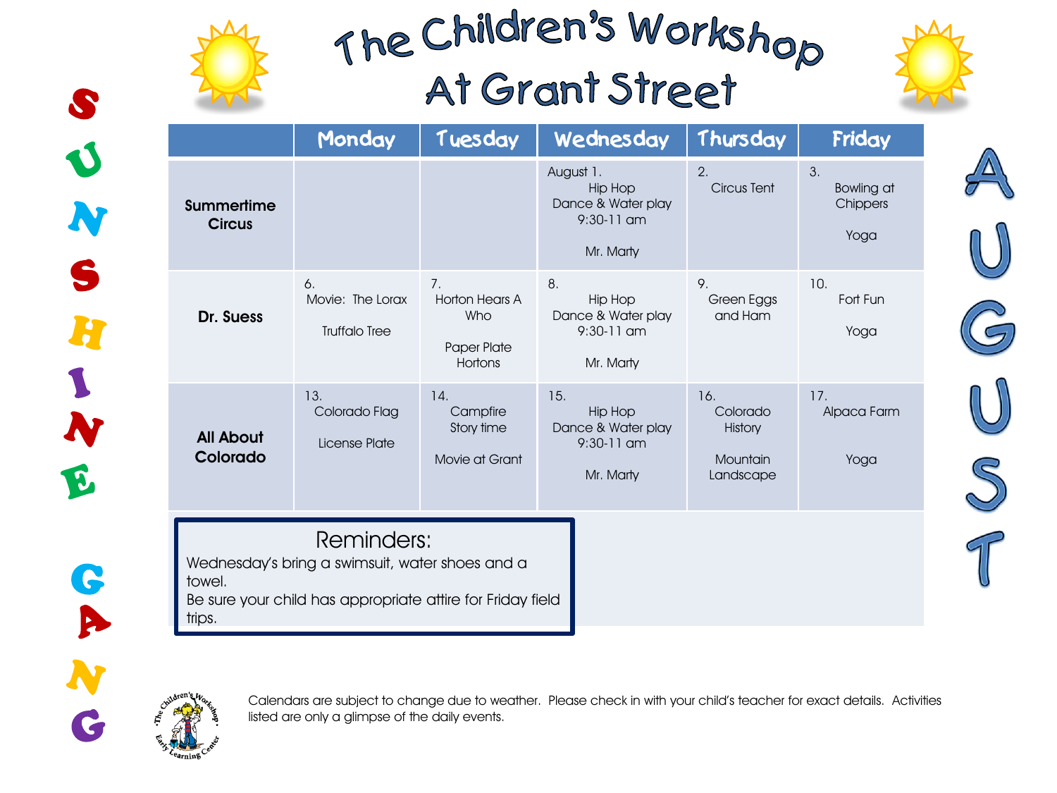# The Children's Workshop At Grant Street

SUNSHINE GANG

AUGUST

| | Monday | Tuesday | Wednesday | Thursday | Friday |
|---|---|---|---|---|---|
| **Summertime Circus** | | | August 1. Hip Hop Dance & Water play 9:30-11 am Mr. Marty | 2. Circus Tent | 3. Bowling at Chippers Yoga |
| **Dr. Suess** | 6. Movie: The Lorax Truffalo Tree | 7. Horton Hears A Who Paper Plate Hortons | 8. Hip Hop Dance & Water play 9:30-11 am Mr. Marty | 9. Green Eggs and Ham | 10. Fort Fun Yoga |
| **All About Colorado** | 13. Colorado Flag License Plate | 14. Campfire Story time Movie at Grant | 15. Hip Hop Dance & Water play 9:30-11 am Mr. Marty | 16. Colorado History Mountain Landscape | 17. Alpaca Farm Yoga |

**Reminders:**

Wednesday's bring a swimsuit, water shoes and a towel.

Be sure your child has appropriate attire for Friday field trips.

Calendars are subject to change due to weather. Please check in with your child's teacher for exact details. Activities listed are only a glimpse of the daily events.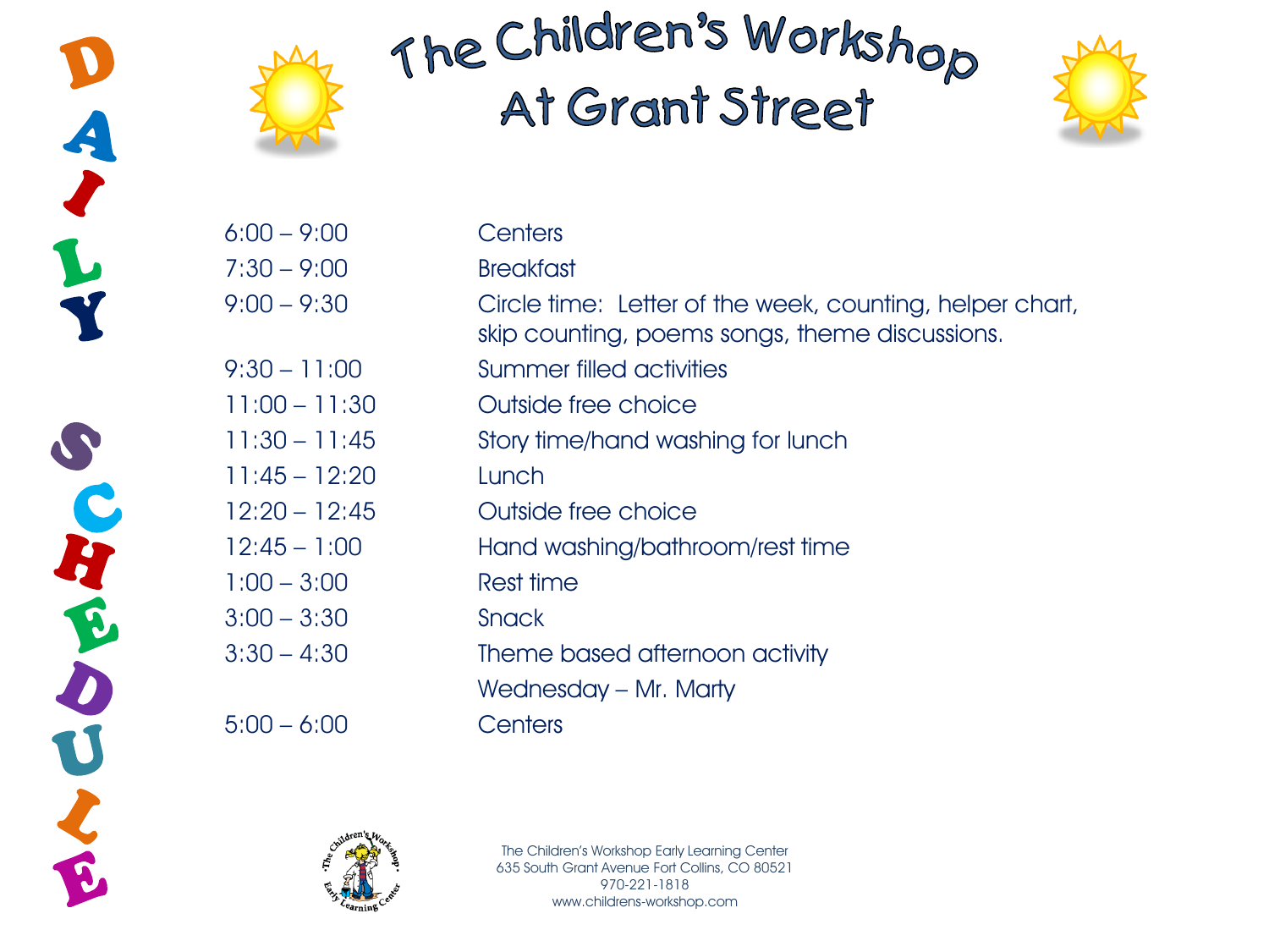# The Children's Workshop At Grant Street

## DAILY SCHEDULE

| Time | Activity |
|---|---|
| 6:00 – 9:00 | Centers |
| 7:30 – 9:00 | Breakfast |
| 9:00 – 9:30 | Circle time: Letter of the week, counting, helper chart, skip counting, poems songs, theme discussions. |
| 9:30 – 11:00 | Summer filled activities |
| 11:00 – 11:30 | Outside free choice |
| 11:30 – 11:45 | Story time/hand washing for lunch |
| 11:45 – 12:20 | Lunch |
| 12:20 – 12:45 | Outside free choice |
| 12:45 – 1:00 | Hand washing/bathroom/rest time |
| 1:00 – 3:00 | Rest time |
| 3:00 – 3:30 | Snack |
| 3:30 – 4:30 | Theme based afternoon activity |
| | Wednesday – Mr. Marty |
| 5:00 – 6:00 | Centers |

The Children's Workshop Early Learning Center
635 South Grant Avenue Fort Collins, CO 80521
970-221-1818
www.childrens-workshop.com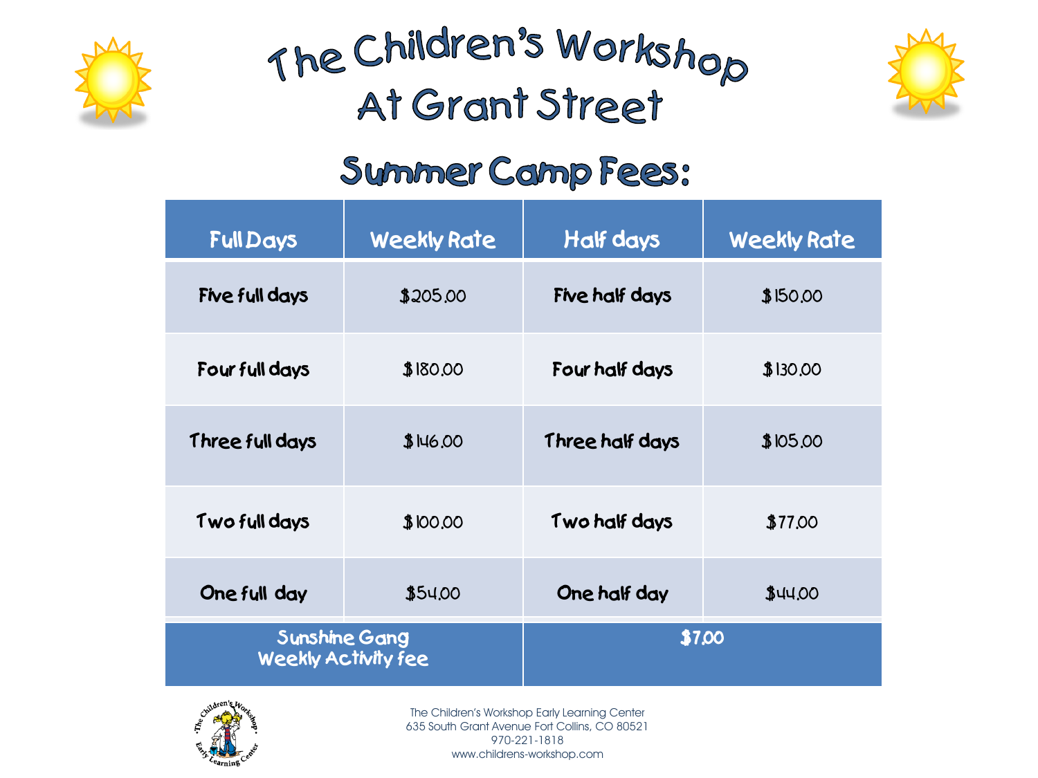# The Children's Workshop At Grant Street

## Summer Camp Fees:

| Full Days | Weekly Rate | Half days | Weekly Rate |
|---|---|---|---|
| Five full days | $205.00 | Five half days | $150.00 |
| Four full days | $180.00 | Four half days | $130.00 |
| Three full days | $146.00 | Three half days | $105.00 |
| Two full days | $100.00 | Two half days | $77.00 |
| One full day | $54.00 | One half day | $44.00 |
| Sunshine Gang Weekly Activity fee | | $7.00 | |

The Children's Workshop Early Learning Center
635 South Grant Avenue Fort Collins, CO 80521
970-221-1818
www.childrens-workshop.com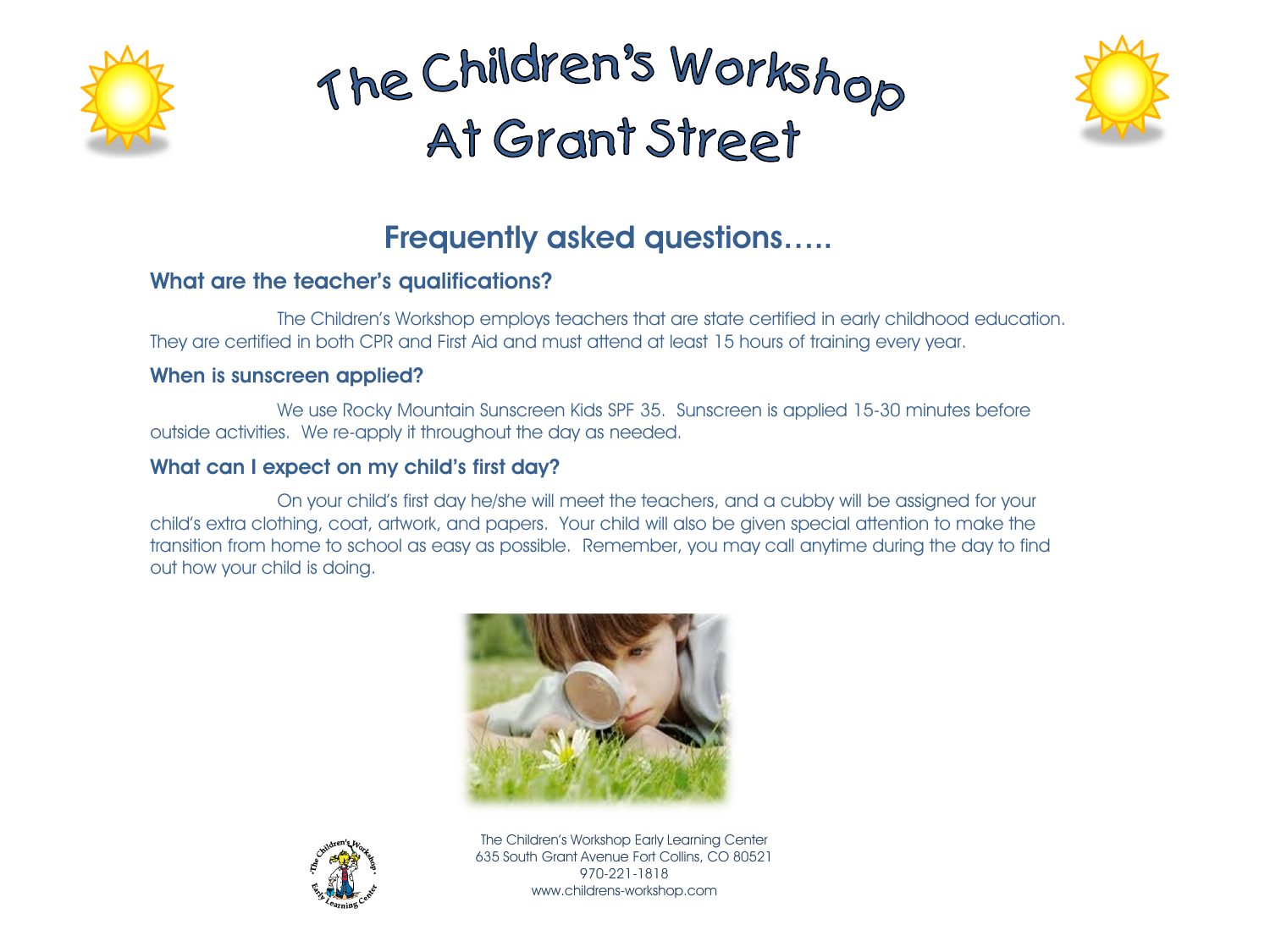# The Children's Workshop At Grant Street

## Frequently asked questions…..

### What are the teacher's qualifications?

The Children's Workshop employs teachers that are state certified in early childhood education. They are certified in both CPR and First Aid and must attend at least 15 hours of training every year.

### When is sunscreen applied?

We use Rocky Mountain Sunscreen Kids SPF 35. Sunscreen is applied 15-30 minutes before outside activities. We re-apply it throughout the day as needed.

### What can I expect on my child's first day?

On your child's first day he/she will meet the teachers, and a cubby will be assigned for your child's extra clothing, coat, artwork, and papers. Your child will also be given special attention to make the transition from home to school as easy as possible. Remember, you may call anytime during the day to find out how your child is doing.

The Children's Workshop Early Learning Center
635 South Grant Avenue Fort Collins, CO 80521
970-221-1818
www.childrens-workshop.com